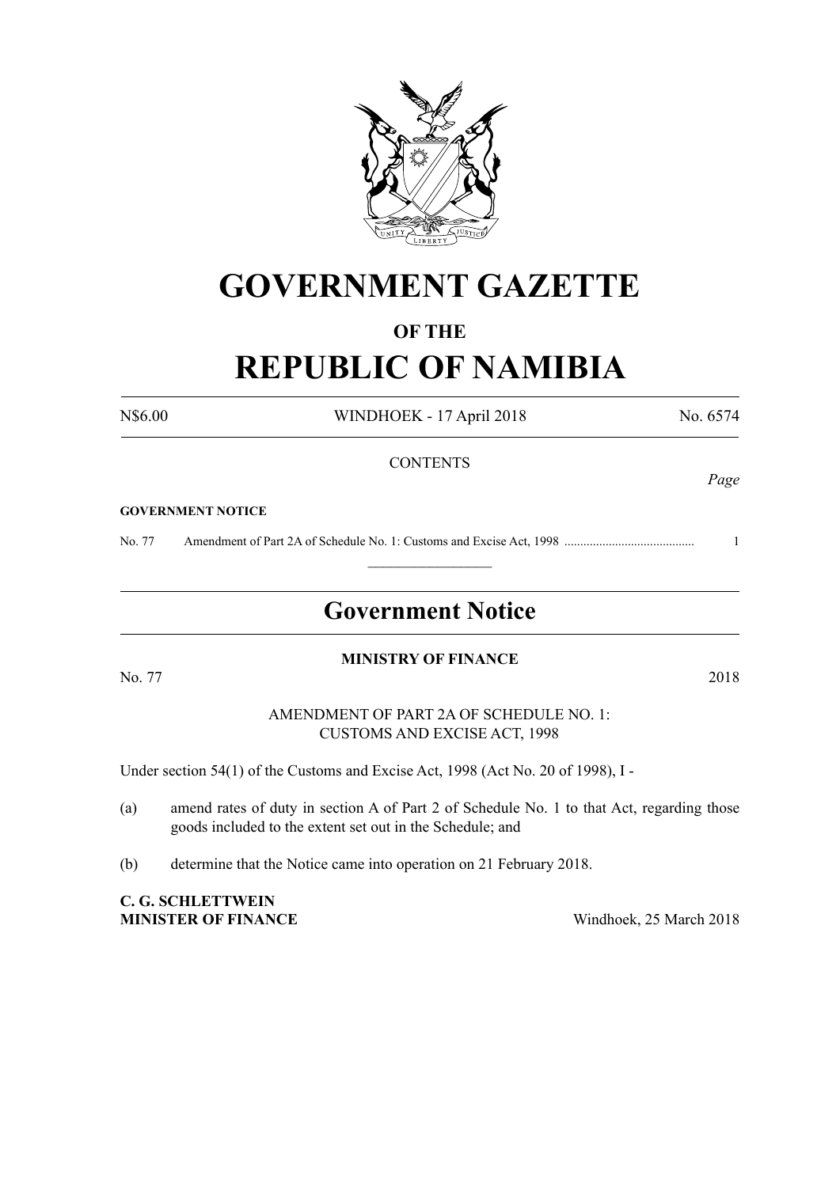# GOVERNMENT GAZETTE

## OF THE

# REPUBLIC OF NAMIBIA

N$6.00 WINDHOEK - 17 April 2018 No. 6574

CONTENTS

*Page*

**GOVERNMENT NOTICE**

No. 77 Amendment of Part 2A of Schedule No. 1: Customs and Excise Act, 1998 ......................................... 1

---

## Government Notice

**MINISTRY OF FINANCE**

No. 77 2018

AMENDMENT OF PART 2A OF SCHEDULE NO. 1:
CUSTOMS AND EXCISE ACT, 1998

Under section 54(1) of the Customs and Excise Act, 1998 (Act No. 20 of 1998), I -

(a) amend rates of duty in section A of Part 2 of Schedule No. 1 to that Act, regarding those goods included to the extent set out in the Schedule; and

(b) determine that the Notice came into operation on 21 February 2018.

**C. G. SCHLETTWEIN**
**MINISTER OF FINANCE** Windhoek, 25 March 2018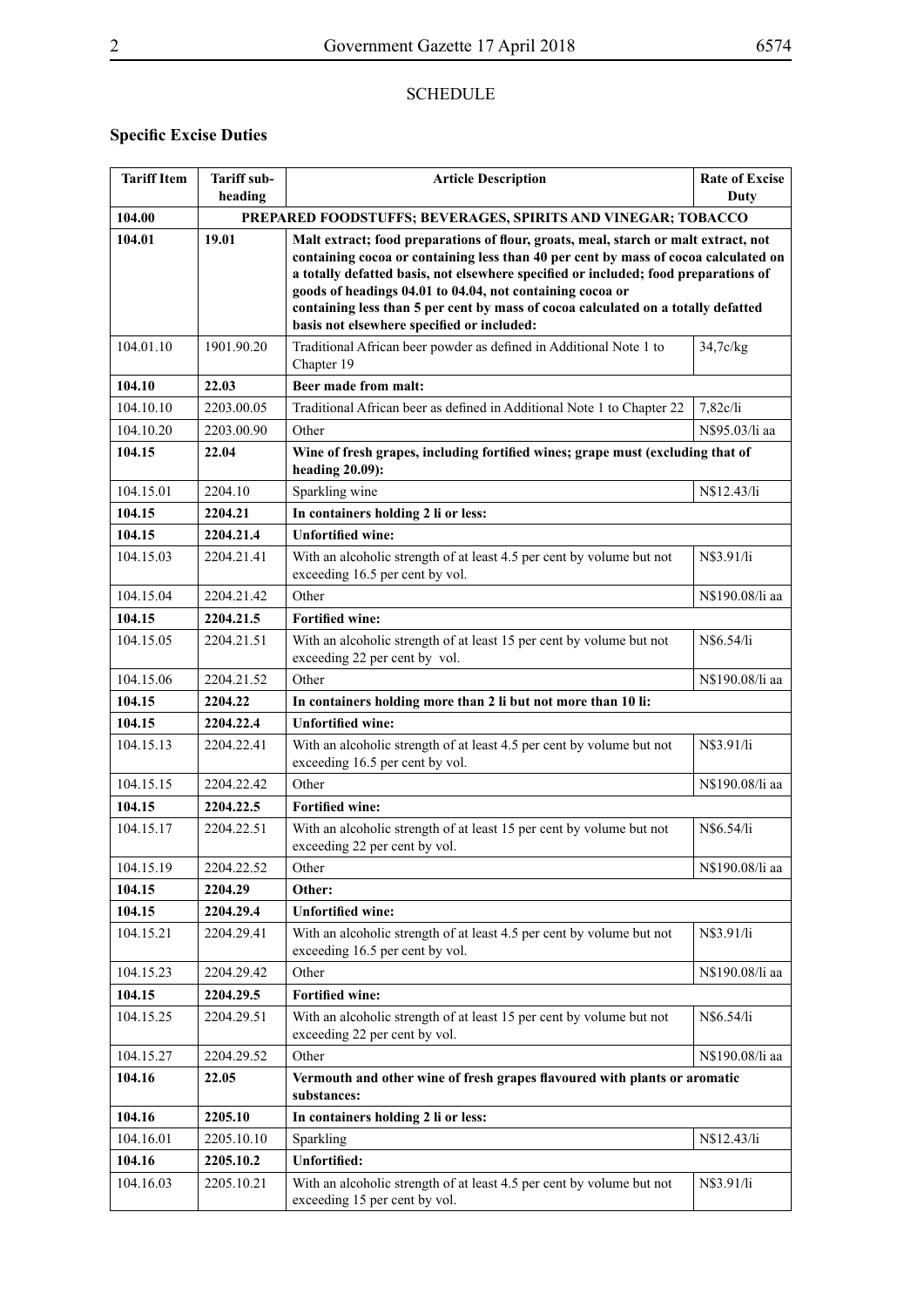SCHEDULE

## Specific Excise Duties

| Tariff Item | Tariff sub-heading | Article Description | Rate of Excise Duty |
|---|---|---|---|
| **104.00** | | **PREPARED FOODSTUFFS; BEVERAGES, SPIRITS AND VINEGAR; TOBACCO** | |
| **104.01** | **19.01** | **Malt extract; food preparations of flour, groats, meal, starch or malt extract, not containing cocoa or containing less than 40 per cent by mass of cocoa calculated on a totally defatted basis, not elsewhere specified or included; food preparations of goods of headings 04.01 to 04.04, not containing cocoa or containing less than 5 per cent by mass of cocoa calculated on a totally defatted basis not elsewhere specified or included:** | |
| 104.01.10 | 1901.90.20 | Traditional African beer powder as defined in Additional Note 1 to Chapter 19 | 34,7c/kg |
| **104.10** | **22.03** | **Beer made from malt:** | |
| 104.10.10 | 2203.00.05 | Traditional African beer as defined in Additional Note 1 to Chapter 22 | 7,82c/li |
| 104.10.20 | 2203.00.90 | Other | N$95.03/li aa |
| **104.15** | **22.04** | **Wine of fresh grapes, including fortified wines; grape must (excluding that of heading 20.09):** | |
| 104.15.01 | 2204.10 | Sparkling wine | N$12.43/li |
| **104.15** | **2204.21** | **In containers holding 2 li or less:** | |
| **104.15** | **2204.21.4** | **Unfortified wine:** | |
| 104.15.03 | 2204.21.41 | With an alcoholic strength of at least 4.5 per cent by volume but not exceeding 16.5 per cent by vol. | N$3.91/li |
| 104.15.04 | 2204.21.42 | Other | N$190.08/li aa |
| **104.15** | **2204.21.5** | **Fortified wine:** | |
| 104.15.05 | 2204.21.51 | With an alcoholic strength of at least 15 per cent by volume but not exceeding 22 per cent by vol. | N$6.54/li |
| 104.15.06 | 2204.21.52 | Other | N$190.08/li aa |
| **104.15** | **2204.22** | **In containers holding more than 2 li but not more than 10 li:** | |
| **104.15** | **2204.22.4** | **Unfortified wine:** | |
| 104.15.13 | 2204.22.41 | With an alcoholic strength of at least 4.5 per cent by volume but not exceeding 16.5 per cent by vol. | N$3.91/li |
| 104.15.15 | 2204.22.42 | Other | N$190.08/li aa |
| **104.15** | **2204.22.5** | **Fortified wine:** | |
| 104.15.17 | 2204.22.51 | With an alcoholic strength of at least 15 per cent by volume but not exceeding 22 per cent by vol. | N$6.54/li |
| 104.15.19 | 2204.22.52 | Other | N$190.08/li aa |
| **104.15** | **2204.29** | **Other:** | |
| **104.15** | **2204.29.4** | **Unfortified wine:** | |
| 104.15.21 | 2204.29.41 | With an alcoholic strength of at least 4.5 per cent by volume but not exceeding 16.5 per cent by vol. | N$3.91/li |
| 104.15.23 | 2204.29.42 | Other | N$190.08/li aa |
| **104.15** | **2204.29.5** | **Fortified wine:** | |
| 104.15.25 | 2204.29.51 | With an alcoholic strength of at least 15 per cent by volume but not exceeding 22 per cent by vol. | N$6.54/li |
| 104.15.27 | 2204.29.52 | Other | N$190.08/li aa |
| **104.16** | **22.05** | **Vermouth and other wine of fresh grapes flavoured with plants or aromatic substances:** | |
| **104.16** | **2205.10** | **In containers holding 2 li or less:** | |
| 104.16.01 | 2205.10.10 | Sparkling | N$12.43/li |
| **104.16** | **2205.10.2** | **Unfortified:** | |
| 104.16.03 | 2205.10.21 | With an alcoholic strength of at least 4.5 per cent by volume but not exceeding 15 per cent by vol. | N$3.91/li |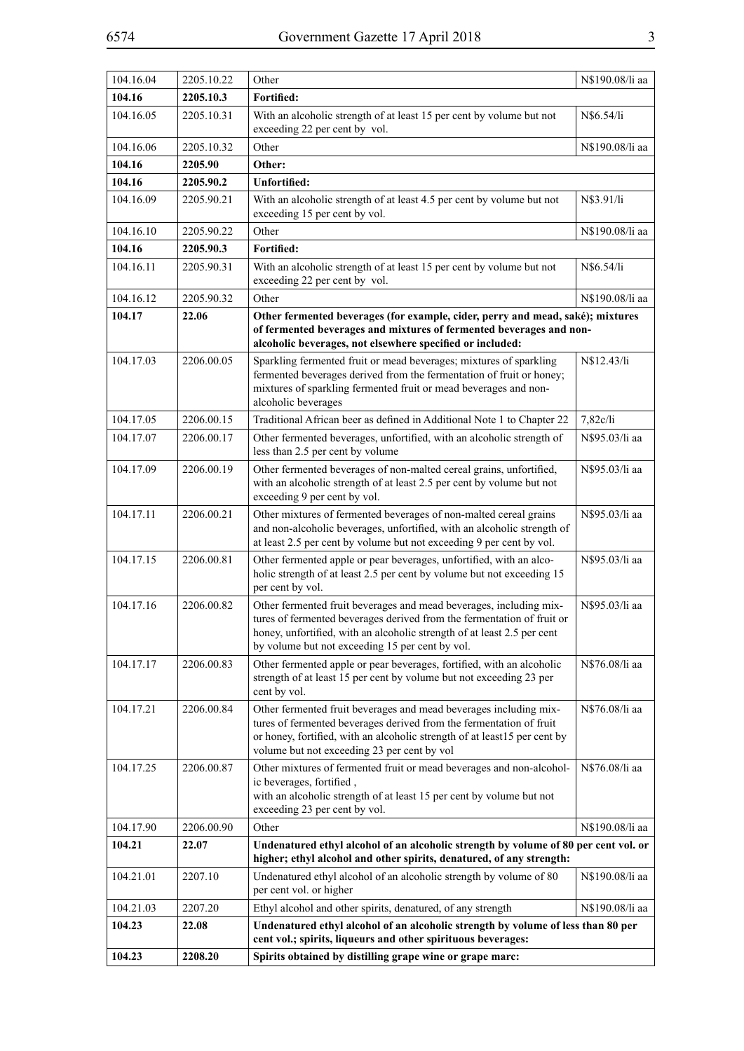| | | | |
|---|---|---|---|
| 104.16.04 | 2205.10.22 | Other | N$190.08/li aa |
| **104.16** | **2205.10.3** | **Fortified:** | |
| 104.16.05 | 2205.10.31 | With an alcoholic strength of at least 15 per cent by volume but not exceeding 22 per cent by vol. | N$6.54/li |
| 104.16.06 | 2205.10.32 | Other | N$190.08/li aa |
| **104.16** | **2205.90** | **Other:** | |
| **104.16** | **2205.90.2** | **Unfortified:** | |
| 104.16.09 | 2205.90.21 | With an alcoholic strength of at least 4.5 per cent by volume but not exceeding 15 per cent by vol. | N$3.91/li |
| 104.16.10 | 2205.90.22 | Other | N$190.08/li aa |
| **104.16** | **2205.90.3** | **Fortified:** | |
| 104.16.11 | 2205.90.31 | With an alcoholic strength of at least 15 per cent by volume but not exceeding 22 per cent by vol. | N$6.54/li |
| 104.16.12 | 2205.90.32 | Other | N$190.08/li aa |
| **104.17** | **22.06** | **Other fermented beverages (for example, cider, perry and mead, saké); mixtures of fermented beverages and mixtures of fermented beverages and non-alcoholic beverages, not elsewhere specified or included:** | |
| 104.17.03 | 2206.00.05 | Sparkling fermented fruit or mead beverages; mixtures of sparkling fermented beverages derived from the fermentation of fruit or honey; mixtures of sparkling fermented fruit or mead beverages and non-alcoholic beverages | N$12.43/li |
| 104.17.05 | 2206.00.15 | Traditional African beer as defined in Additional Note 1 to Chapter 22 | 7,82c/li |
| 104.17.07 | 2206.00.17 | Other fermented beverages, unfortified, with an alcoholic strength of less than 2.5 per cent by volume | N$95.03/li aa |
| 104.17.09 | 2206.00.19 | Other fermented beverages of non-malted cereal grains, unfortified, with an alcoholic strength of at least 2.5 per cent by volume but not exceeding 9 per cent by vol. | N$95.03/li aa |
| 104.17.11 | 2206.00.21 | Other mixtures of fermented beverages of non-malted cereal grains and non-alcoholic beverages, unfortified, with an alcoholic strength of at least 2.5 per cent by volume but not exceeding 9 per cent by vol. | N$95.03/li aa |
| 104.17.15 | 2206.00.81 | Other fermented apple or pear beverages, unfortified, with an alcoholic strength of at least 2.5 per cent by volume but not exceeding 15 per cent by vol. | N$95.03/li aa |
| 104.17.16 | 2206.00.82 | Other fermented fruit beverages and mead beverages, including mixtures of fermented beverages derived from the fermentation of fruit or honey, unfortified, with an alcoholic strength of at least 2.5 per cent by volume but not exceeding 15 per cent by vol. | N$95.03/li aa |
| 104.17.17 | 2206.00.83 | Other fermented apple or pear beverages, fortified, with an alcoholic strength of at least 15 per cent by volume but not exceeding 23 per cent by vol. | N$76.08/li aa |
| 104.17.21 | 2206.00.84 | Other fermented fruit beverages and mead beverages including mixtures of fermented beverages derived from the fermentation of fruit or honey, fortified, with an alcoholic strength of at least15 per cent by volume but not exceeding 23 per cent by vol | N$76.08/li aa |
| 104.17.25 | 2206.00.87 | Other mixtures of fermented fruit or mead beverages and non-alcoholic beverages, fortified , with an alcoholic strength of at least 15 per cent by volume but not exceeding 23 per cent by vol. | N$76.08/li aa |
| 104.17.90 | 2206.00.90 | Other | N$190.08/li aa |
| **104.21** | **22.07** | **Undenatured ethyl alcohol of an alcoholic strength by volume of 80 per cent vol. or higher; ethyl alcohol and other spirits, denatured, of any strength:** | |
| 104.21.01 | 2207.10 | Undenatured ethyl alcohol of an alcoholic strength by volume of 80 per cent vol. or higher | N$190.08/li aa |
| 104.21.03 | 2207.20 | Ethyl alcohol and other spirits, denatured, of any strength | N$190.08/li aa |
| **104.23** | **22.08** | **Undenatured ethyl alcohol of an alcoholic strength by volume of less than 80 per cent vol.; spirits, liqueurs and other spirituous beverages:** | |
| **104.23** | **2208.20** | **Spirits obtained by distilling grape wine or grape marc:** | |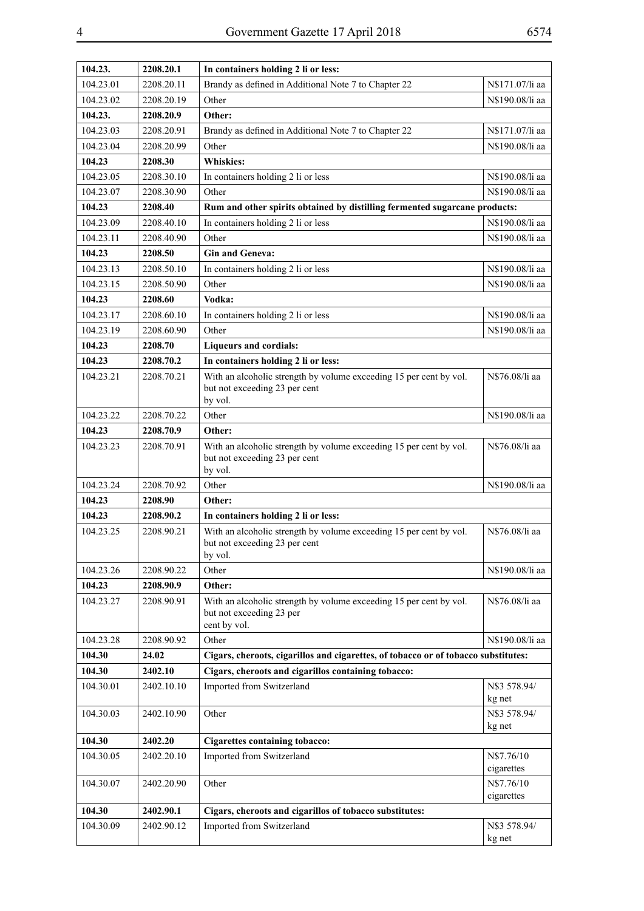| | | | |
|---|---|---|---|
| **104.23.** | **2208.20.1** | **In containers holding 2 li or less:** | |
| 104.23.01 | 2208.20.11 | Brandy as defined in Additional Note 7 to Chapter 22 | N$171.07/li aa |
| 104.23.02 | 2208.20.19 | Other | N$190.08/li aa |
| **104.23.** | **2208.20.9** | **Other:** | |
| 104.23.03 | 2208.20.91 | Brandy as defined in Additional Note 7 to Chapter 22 | N$171.07/li aa |
| 104.23.04 | 2208.20.99 | Other | N$190.08/li aa |
| **104.23** | **2208.30** | **Whiskies:** | |
| 104.23.05 | 2208.30.10 | In containers holding 2 li or less | N$190.08/li aa |
| 104.23.07 | 2208.30.90 | Other | N$190.08/li aa |
| **104.23** | **2208.40** | **Rum and other spirits obtained by distilling fermented sugarcane products:** | |
| 104.23.09 | 2208.40.10 | In containers holding 2 li or less | N$190.08/li aa |
| 104.23.11 | 2208.40.90 | Other | N$190.08/li aa |
| **104.23** | **2208.50** | **Gin and Geneva:** | |
| 104.23.13 | 2208.50.10 | In containers holding 2 li or less | N$190.08/li aa |
| 104.23.15 | 2208.50.90 | Other | N$190.08/li aa |
| **104.23** | **2208.60** | **Vodka:** | |
| 104.23.17 | 2208.60.10 | In containers holding 2 li or less | N$190.08/li aa |
| 104.23.19 | 2208.60.90 | Other | N$190.08/li aa |
| **104.23** | **2208.70** | **Liqueurs and cordials:** | |
| **104.23** | **2208.70.2** | **In containers holding 2 li or less:** | |
| 104.23.21 | 2208.70.21 | With an alcoholic strength by volume exceeding 15 per cent by vol. but not exceeding 23 per cent by vol. | N$76.08/li aa |
| 104.23.22 | 2208.70.22 | Other | N$190.08/li aa |
| **104.23** | **2208.70.9** | **Other:** | |
| 104.23.23 | 2208.70.91 | With an alcoholic strength by volume exceeding 15 per cent by vol. but not exceeding 23 per cent by vol. | N$76.08/li aa |
| 104.23.24 | 2208.70.92 | Other | N$190.08/li aa |
| **104.23** | **2208.90** | **Other:** | |
| **104.23** | **2208.90.2** | **In containers holding 2 li or less:** | |
| 104.23.25 | 2208.90.21 | With an alcoholic strength by volume exceeding 15 per cent by vol. but not exceeding 23 per cent by vol. | N$76.08/li aa |
| 104.23.26 | 2208.90.22 | Other | N$190.08/li aa |
| **104.23** | **2208.90.9** | **Other:** | |
| 104.23.27 | 2208.90.91 | With an alcoholic strength by volume exceeding 15 per cent by vol. but not exceeding 23 per cent by vol. | N$76.08/li aa |
| 104.23.28 | 2208.90.92 | Other | N$190.08/li aa |
| **104.30** | **24.02** | **Cigars, cheroots, cigarillos and cigarettes, of tobacco or of tobacco substitutes:** | |
| **104.30** | **2402.10** | **Cigars, cheroots and cigarillos containing tobacco:** | |
| 104.30.01 | 2402.10.10 | Imported from Switzerland | N$3 578.94/ kg net |
| 104.30.03 | 2402.10.90 | Other | N$3 578.94/ kg net |
| **104.30** | **2402.20** | **Cigarettes containing tobacco:** | |
| 104.30.05 | 2402.20.10 | Imported from Switzerland | N$7.76/10 cigarettes |
| 104.30.07 | 2402.20.90 | Other | N$7.76/10 cigarettes |
| **104.30** | **2402.90.1** | **Cigars, cheroots and cigarillos of tobacco substitutes:** | |
| 104.30.09 | 2402.90.12 | Imported from Switzerland | N$3 578.94/ kg net |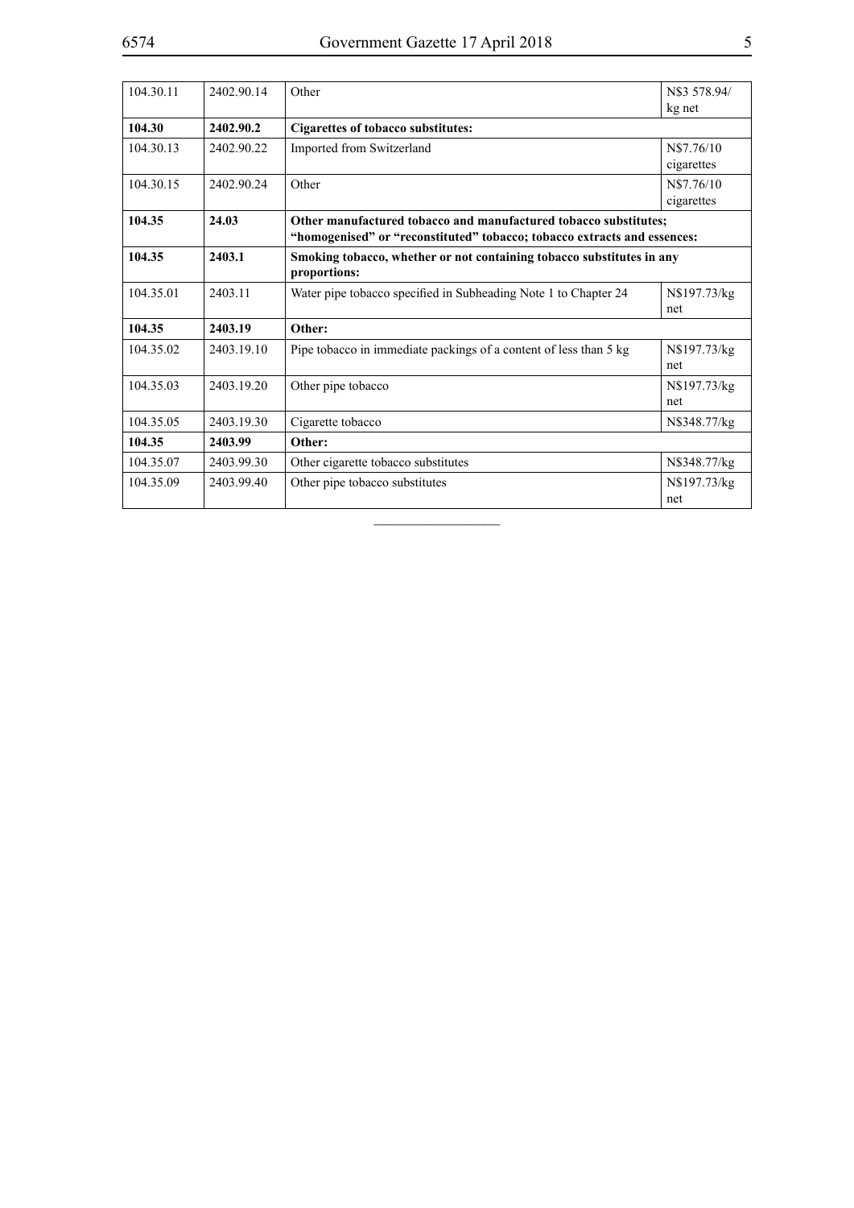| | | | |
|---|---|---|---|
| 104.30.11 | 2402.90.14 | Other | N$3 578.94/ kg net |
| **104.30** | **2402.90.2** | **Cigarettes of tobacco substitutes:** | |
| 104.30.13 | 2402.90.22 | Imported from Switzerland | N$7.76/10 cigarettes |
| 104.30.15 | 2402.90.24 | Other | N$7.76/10 cigarettes |
| **104.35** | **24.03** | **Other manufactured tobacco and manufactured tobacco substitutes; "homogenised" or "reconstituted" tobacco; tobacco extracts and essences:** | |
| **104.35** | **2403.1** | **Smoking tobacco, whether or not containing tobacco substitutes in any proportions:** | |
| 104.35.01 | 2403.11 | Water pipe tobacco specified in Subheading Note 1 to Chapter 24 | N$197.73/kg net |
| **104.35** | **2403.19** | **Other:** | |
| 104.35.02 | 2403.19.10 | Pipe tobacco in immediate packings of a content of less than 5 kg | N$197.73/kg net |
| 104.35.03 | 2403.19.20 | Other pipe tobacco | N$197.73/kg net |
| 104.35.05 | 2403.19.30 | Cigarette tobacco | N$348.77/kg |
| **104.35** | **2403.99** | **Other:** | |
| 104.35.07 | 2403.99.30 | Other cigarette tobacco substitutes | N$348.77/kg |
| 104.35.09 | 2403.99.40 | Other pipe tobacco substitutes | N$197.73/kg net |

________________